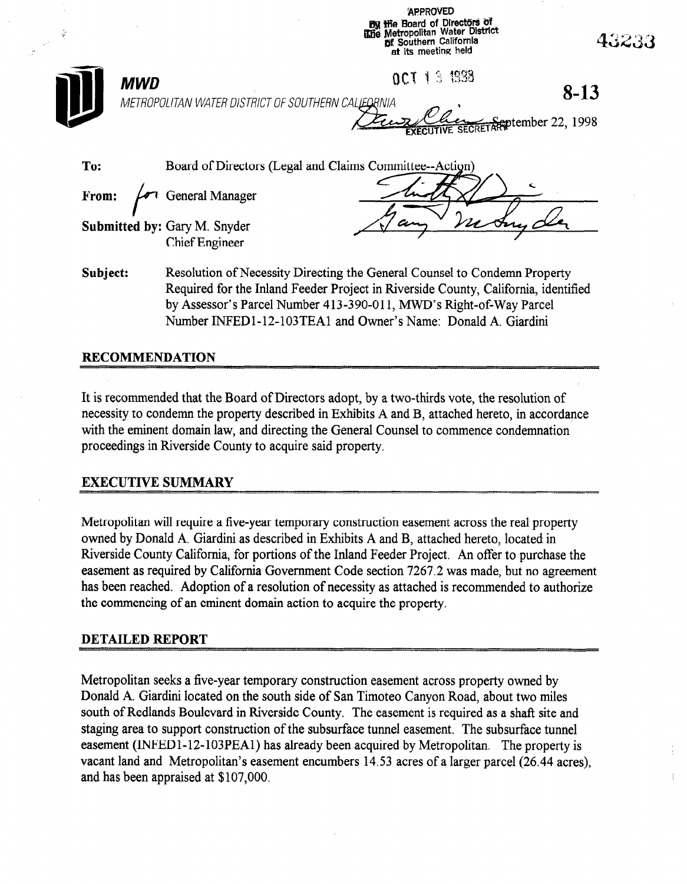APPROVED
by the Board of Directors of
the Metropolitan Water District
of Southern California
at its meeting held

OCT 13 1998

EXECUTIVE SECRETARY

43233

**MWD**

*METROPOLITAN WATER DISTRICT OF SOUTHERN CALIFORNIA*

**8-13**

September 22, 1998

**To:** Board of Directors (Legal and Claims Committee--Action)

**From:** for General Manager

**Submitted by:** Gary M. Snyder
Chief Engineer

**Subject:** Resolution of Necessity Directing the General Counsel to Condemn Property Required for the Inland Feeder Project in Riverside County, California, identified by Assessor's Parcel Number 413-390-011, MWD's Right-of-Way Parcel Number INFED1-12-103TEA1 and Owner's Name: Donald A. Giardini

## RECOMMENDATION

It is recommended that the Board of Directors adopt, by a two-thirds vote, the resolution of necessity to condemn the property described in Exhibits A and B, attached hereto, in accordance with the eminent domain law, and directing the General Counsel to commence condemnation proceedings in Riverside County to acquire said property.

## EXECUTIVE SUMMARY

Metropolitan will require a five-year temporary construction easement across the real property owned by Donald A. Giardini as described in Exhibits A and B, attached hereto, located in Riverside County California, for portions of the Inland Feeder Project. An offer to purchase the easement as required by California Government Code section 7267.2 was made, but no agreement has been reached. Adoption of a resolution of necessity as attached is recommended to authorize the commencing of an eminent domain action to acquire the property.

## DETAILED REPORT

Metropolitan seeks a five-year temporary construction easement across property owned by Donald A. Giardini located on the south side of San Timoteo Canyon Road, about two miles south of Redlands Boulevard in Riverside County. The easement is required as a shaft site and staging area to support construction of the subsurface tunnel easement. The subsurface tunnel easement (INFED1-12-103PEA1) has already been acquired by Metropolitan. The property is vacant land and Metropolitan's easement encumbers 14.53 acres of a larger parcel (26.44 acres), and has been appraised at $107,000.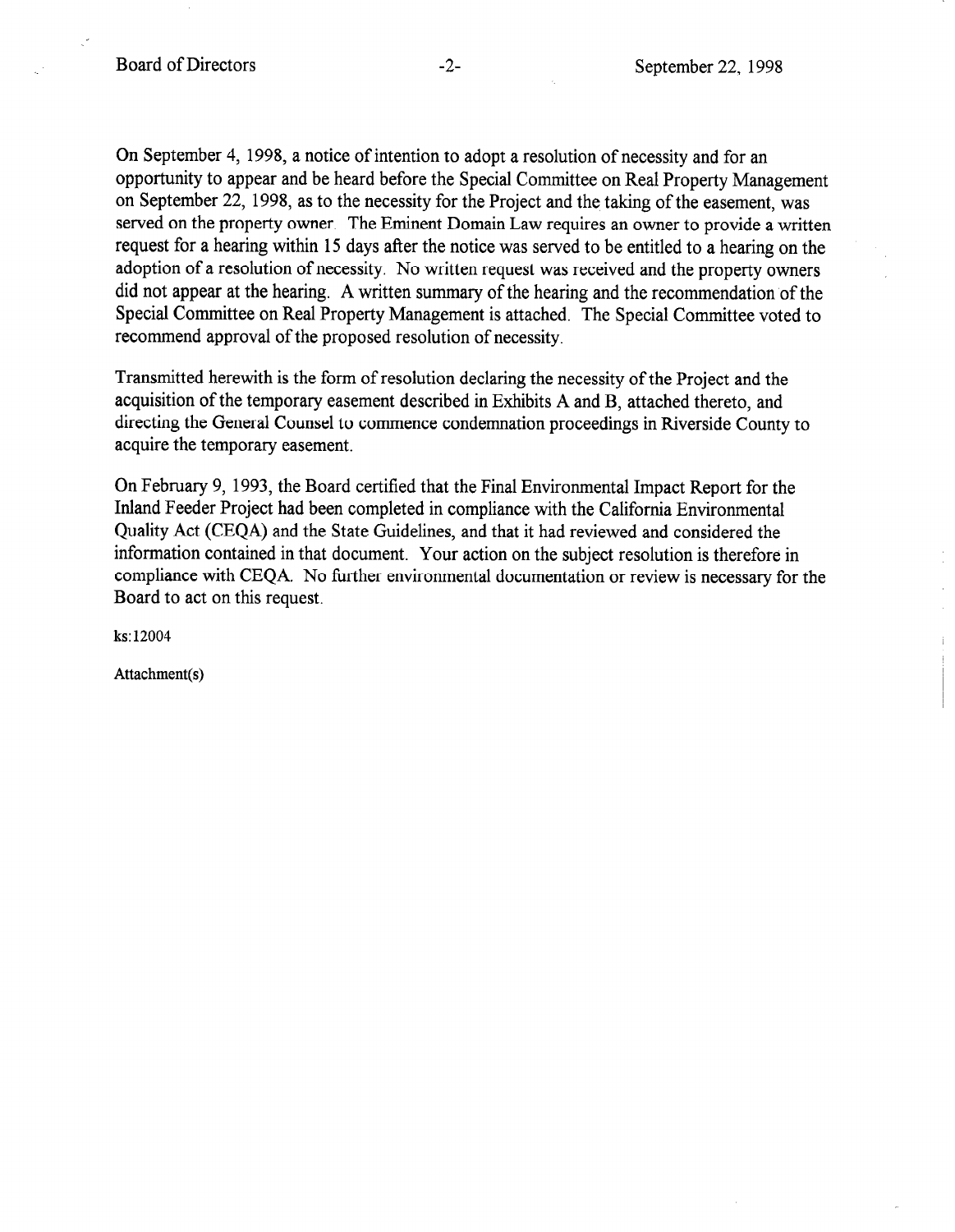On September 4, 1998, a notice of intention to adopt a resolution of necessity and for an opportunity to appear and be heard before the Special Committee on Real Property Management on September 22, 1998, as to the necessity for the Project and the taking of the easement, was served on the property owner. The Eminent Domain Law requires an owner to provide a written request for a hearing within 15 days after the notice was served to be entitled to a hearing on the adoption of a resolution of necessity. No written request was received and the property owners did not appear at the hearing. A written summary of the hearing and the recommendation of the Special Committee on Real Property Management is attached. The Special Committee voted to recommend approval of the proposed resolution of necessity.

Transmitted herewith is the form of resolution declaring the necessity of the Project and the acquisition of the temporary easement described in Exhibits A and B, attached thereto, and directing the General Counsel to commence condemnation proceedings in Riverside County to acquire the temporary easement.

On February 9, 1993, the Board certified that the Final Environmental Impact Report for the Inland Feeder Project had been completed in compliance with the California Environmental Quality Act (CEQA) and the State Guidelines, and that it had reviewed and considered the information contained in that document. Your action on the subject resolution is therefore in compliance with CEQA. No further environmental documentation or review is necessary for the Board to act on this request.

ks:12004

Attachment(s)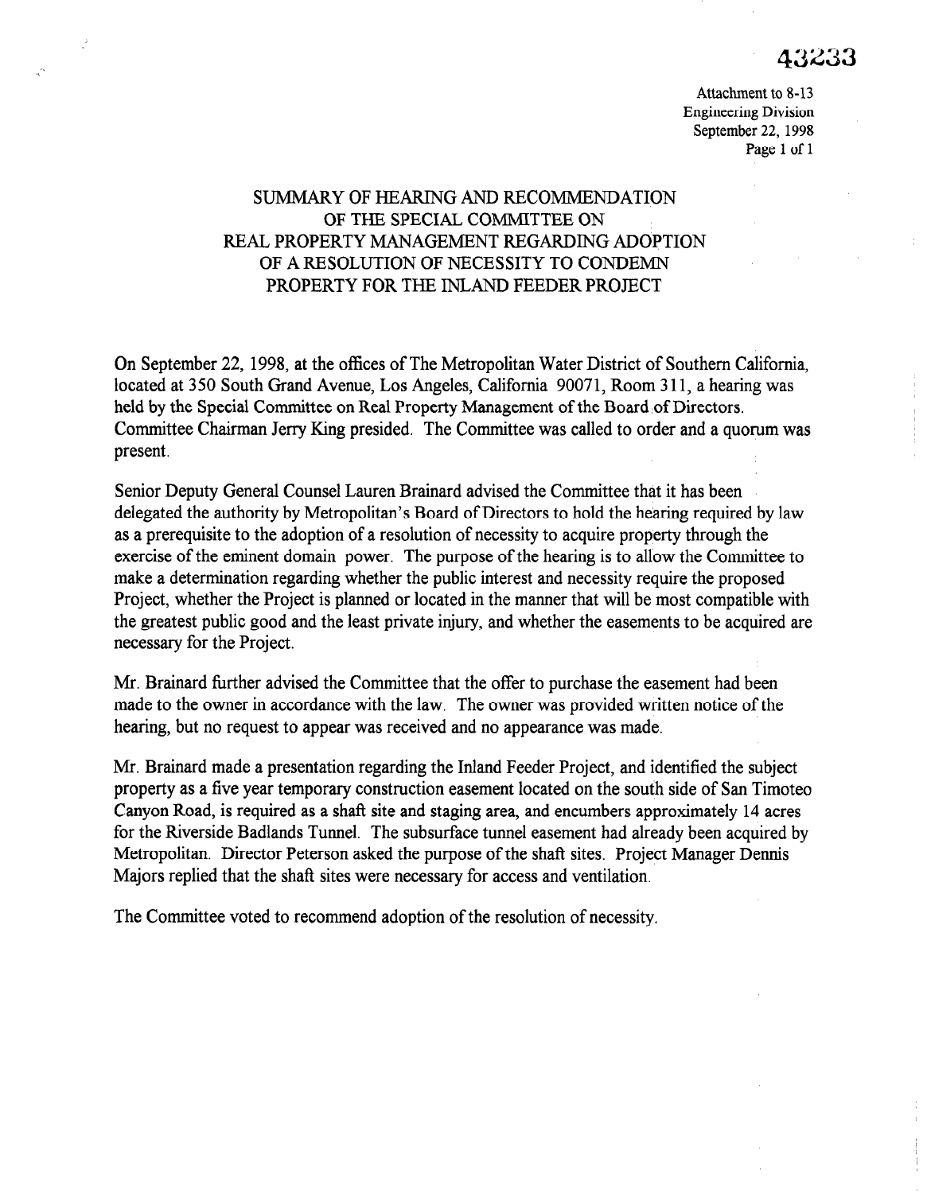43233

Attachment to 8-13
Engineering Division
September 22, 1998

# SUMMARY OF HEARING AND RECOMMENDATION OF THE SPECIAL COMMITTEE ON REAL PROPERTY MANAGEMENT REGARDING ADOPTION OF A RESOLUTION OF NECESSITY TO CONDEMN PROPERTY FOR THE INLAND FEEDER PROJECT

On September 22, 1998, at the offices of The Metropolitan Water District of Southern California, located at 350 South Grand Avenue, Los Angeles, California 90071, Room 311, a hearing was held by the Special Committee on Real Property Management of the Board of Directors. Committee Chairman Jerry King presided. The Committee was called to order and a quorum was present.

Senior Deputy General Counsel Lauren Brainard advised the Committee that it has been delegated the authority by Metropolitan's Board of Directors to hold the hearing required by law as a prerequisite to the adoption of a resolution of necessity to acquire property through the exercise of the eminent domain power. The purpose of the hearing is to allow the Committee to make a determination regarding whether the public interest and necessity require the proposed Project, whether the Project is planned or located in the manner that will be most compatible with the greatest public good and the least private injury, and whether the easements to be acquired are necessary for the Project.

Mr. Brainard further advised the Committee that the offer to purchase the easement had been made to the owner in accordance with the law. The owner was provided written notice of the hearing, but no request to appear was received and no appearance was made.

Mr. Brainard made a presentation regarding the Inland Feeder Project, and identified the subject property as a five year temporary construction easement located on the south side of San Timoteo Canyon Road, is required as a shaft site and staging area, and encumbers approximately 14 acres for the Riverside Badlands Tunnel. The subsurface tunnel easement had already been acquired by Metropolitan. Director Peterson asked the purpose of the shaft sites. Project Manager Dennis Majors replied that the shaft sites were necessary for access and ventilation.

The Committee voted to recommend adoption of the resolution of necessity.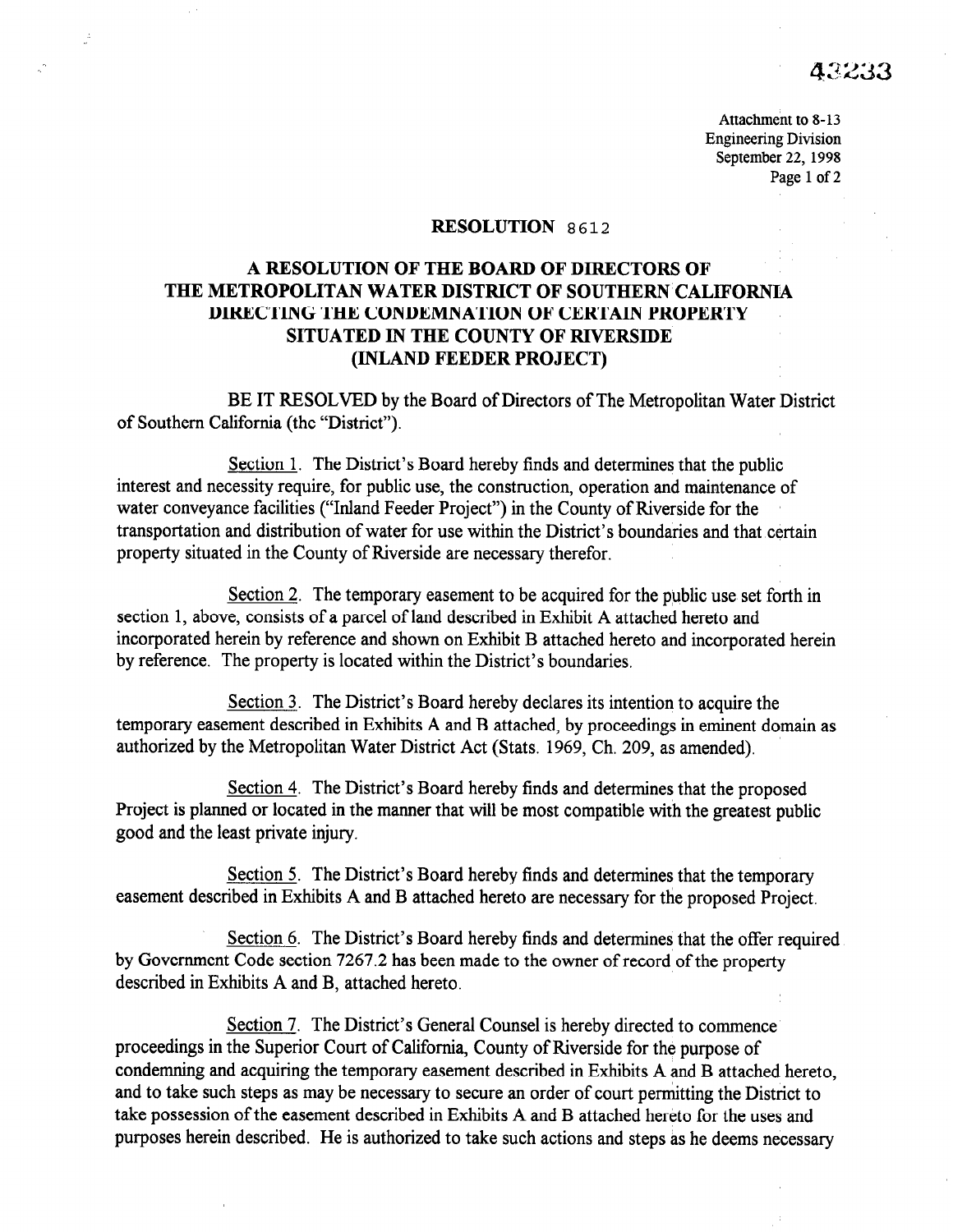43233

Attachment to 8-13
Engineering Division
September 22, 1998

**RESOLUTION** 8612

**A RESOLUTION OF THE BOARD OF DIRECTORS OF THE METROPOLITAN WATER DISTRICT OF SOUTHERN CALIFORNIA DIRECTING THE CONDEMNATION OF CERTAIN PROPERTY SITUATED IN THE COUNTY OF RIVERSIDE (INLAND FEEDER PROJECT)**

BE IT RESOLVED by the Board of Directors of The Metropolitan Water District of Southern California (the "District").

Section 1. The District's Board hereby finds and determines that the public interest and necessity require, for public use, the construction, operation and maintenance of water conveyance facilities ("Inland Feeder Project") in the County of Riverside for the transportation and distribution of water for use within the District's boundaries and that certain property situated in the County of Riverside are necessary therefor.

Section 2. The temporary easement to be acquired for the public use set forth in section 1, above, consists of a parcel of land described in Exhibit A attached hereto and incorporated herein by reference and shown on Exhibit B attached hereto and incorporated herein by reference. The property is located within the District's boundaries.

Section 3. The District's Board hereby declares its intention to acquire the temporary easement described in Exhibits A and B attached, by proceedings in eminent domain as authorized by the Metropolitan Water District Act (Stats. 1969, Ch. 209, as amended).

Section 4. The District's Board hereby finds and determines that the proposed Project is planned or located in the manner that will be most compatible with the greatest public good and the least private injury.

Section 5. The District's Board hereby finds and determines that the temporary easement described in Exhibits A and B attached hereto are necessary for the proposed Project.

Section 6. The District's Board hereby finds and determines that the offer required by Government Code section 7267.2 has been made to the owner of record of the property described in Exhibits A and B, attached hereto.

Section 7. The District's General Counsel is hereby directed to commence proceedings in the Superior Court of California, County of Riverside for the purpose of condemning and acquiring the temporary easement described in Exhibits A and B attached hereto, and to take such steps as may be necessary to secure an order of court permitting the District to take possession of the easement described in Exhibits A and B attached hereto for the uses and purposes herein described. He is authorized to take such actions and steps as he deems necessary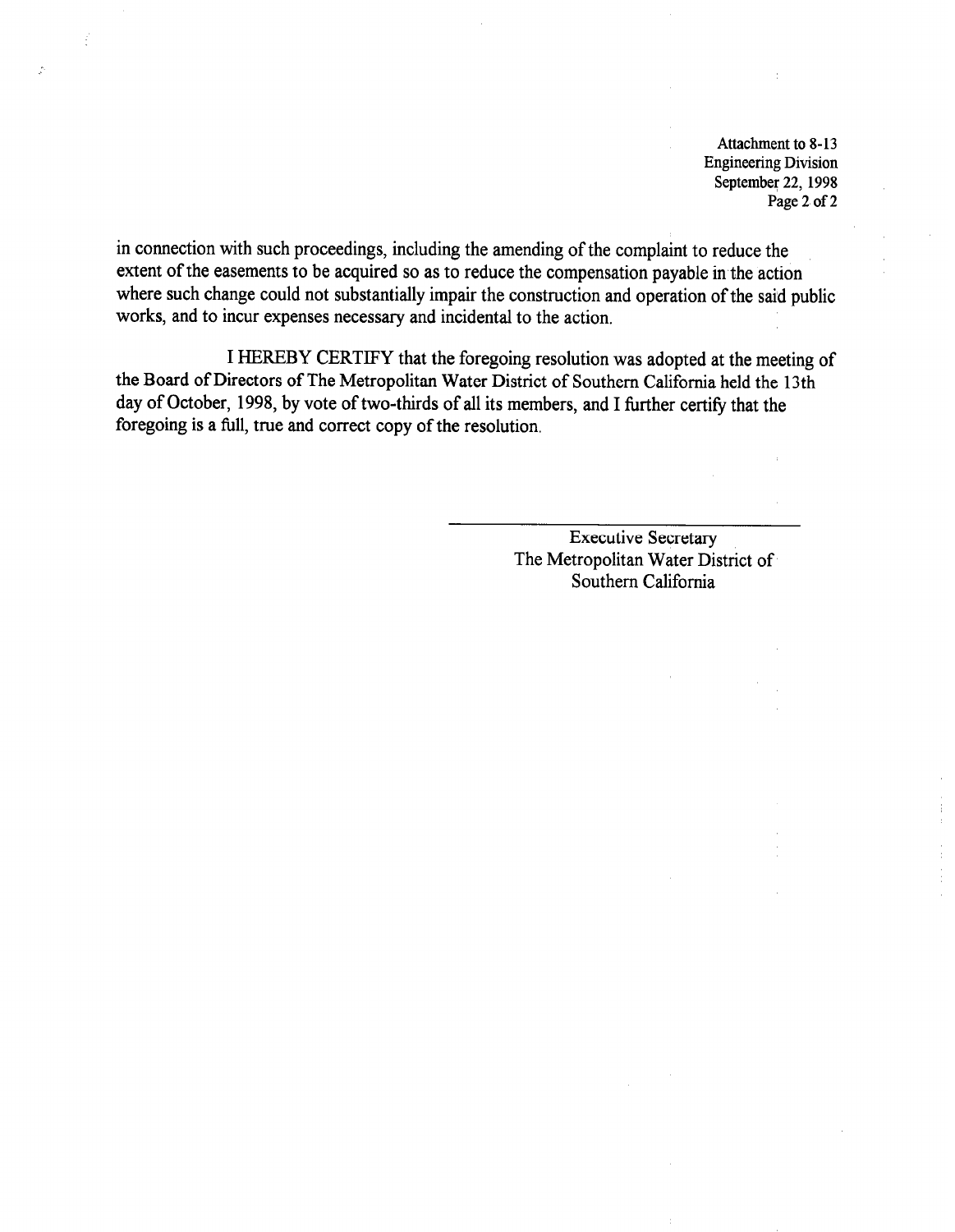Attachment to 8-13
Engineering Division
September 22, 1998

in connection with such proceedings, including the amending of the complaint to reduce the extent of the easements to be acquired so as to reduce the compensation payable in the action where such change could not substantially impair the construction and operation of the said public works, and to incur expenses necessary and incidental to the action.

I HEREBY CERTIFY that the foregoing resolution was adopted at the meeting of the Board of Directors of The Metropolitan Water District of Southern California held the 13th day of October, 1998, by vote of two-thirds of all its members, and I further certify that the foregoing is a full, true and correct copy of the resolution.

---

Executive Secretary
The Metropolitan Water District of
Southern California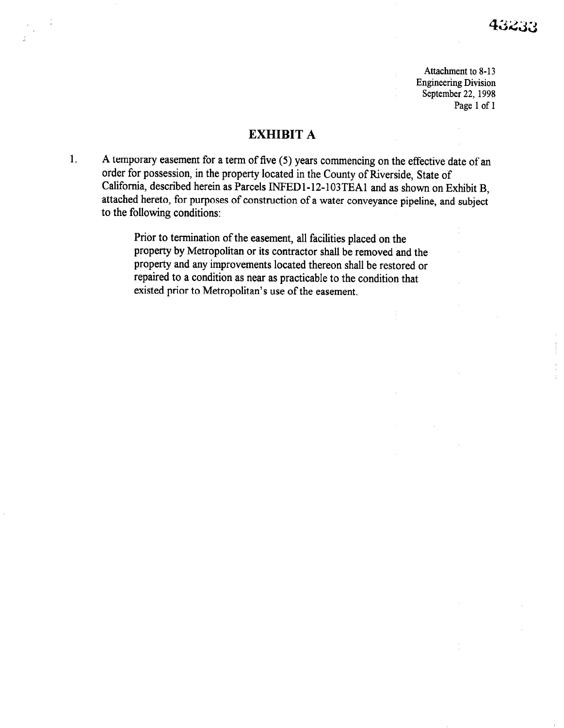43233

Attachment to 8-13
Engineering Division
September 22, 1998

# EXHIBIT A

1. A temporary easement for a term of five (5) years commencing on the effective date of an order for possession, in the property located in the County of Riverside, State of California, described herein as Parcels INFED1-12-103TEA1 and as shown on Exhibit B, attached hereto, for purposes of construction of a water conveyance pipeline, and subject to the following conditions:

   Prior to termination of the easement, all facilities placed on the property by Metropolitan or its contractor shall be removed and the property and any improvements located thereon shall be restored or repaired to a condition as near as practicable to the condition that existed prior to Metropolitan's use of the easement.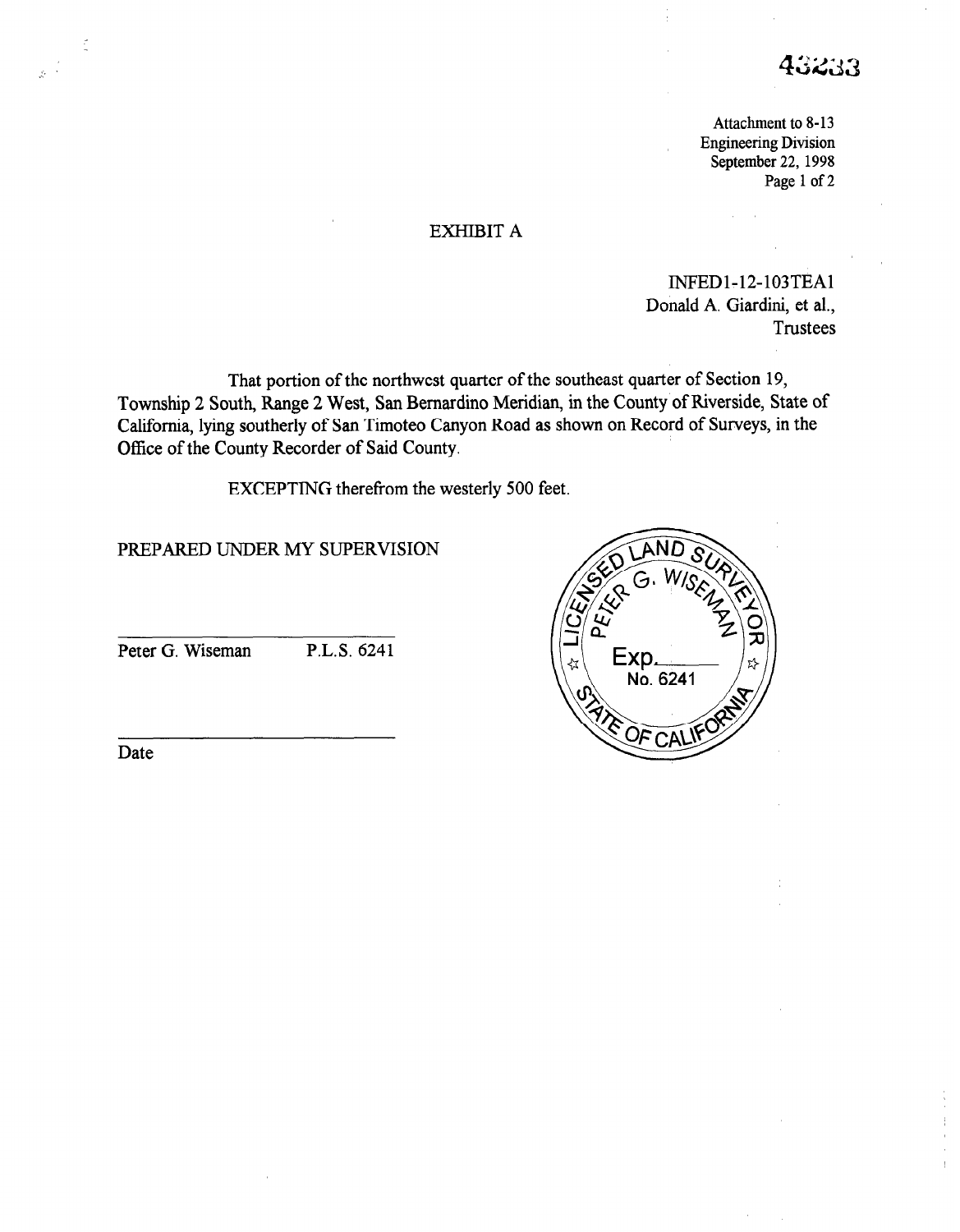43233

Attachment to 8-13
Engineering Division
September 22, 1998

# EXHIBIT A

INFED1-12-103TEA1
Donald A. Giardini, et al.,
Trustees

That portion of the northwest quarter of the southeast quarter of Section 19, Township 2 South, Range 2 West, San Bernardino Meridian, in the County of Riverside, State of California, lying southerly of San Timoteo Canyon Road as shown on Record of Surveys, in the Office of the County Recorder of Said County.

EXCEPTING therefrom the westerly 500 feet.

PREPARED UNDER MY SUPERVISION

Peter G. Wiseman P.L.S. 6241

Date

LICENSED LAND SURVEYOR
PETER G. WISEMAN
Exp.
No. 6241
STATE OF CALIFORNIA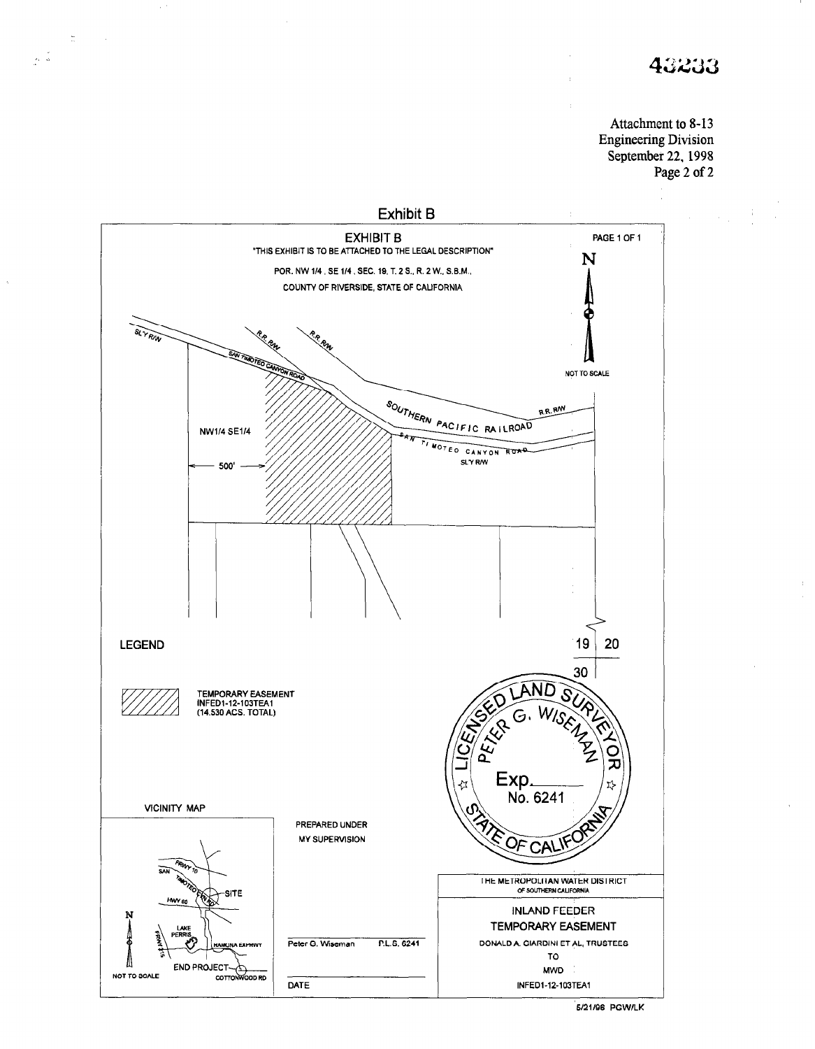43233

Attachment to 8-13
Engineering Division
September 22, 1998
Page 2 of 2

## Exhibit B

EXHIBIT B

"THIS EXHIBIT IS TO BE ATTACHED TO THE LEGAL DESCRIPTION"

POR. NW 1/4 , SE 1/4 , SEC. 19, T. 2 S., R. 2 W., S.B.M.,
COUNTY OF RIVERSIDE, STATE OF CALIFORNIA

PAGE 1 OF 1

N

NOT TO SCALE

SL'Y R/W

R.R. R/W

R.R. R/W

SAN TIMOTEO CANYON ROAD

SOUTHERN PACIFIC RAILROAD

R.R. R/W

SAN TIMOTEO CANYON ROAD

SL'Y R/W

NW1/4 SE1/4

500'

19 | 20

30

LEGEND

TEMPORARY EASEMENT
INFED1-12-103TEA1
(14.530 ACS. TOTAL)

LICENSED LAND SURVEYOR
PETER G. WISEMAN
Exp.\_\_\_\_\_\_
No. 6241
STATE OF CALIFORNIA

VICINITY MAP

FRWY 10
SAN TIMOTEO CYN RD
SITE
HWY 60
LAKE PERRIS
FRWY 215
RAMONA EXPRWY
END PROJECT
COTTONWOOD RD
N
NOT TO SCALE

PREPARED UNDER
MY SUPERVISION

Peter G. Wiseman P.L.S. 6241

DATE

THE METROPOLITAN WATER DISTRICT
OF SOUTHERN CALIFORNIA

INLAND FEEDER
TEMPORARY EASEMENT
DONALD A. CIARDINI ET AL, TRUSTEES
TO
MWD
INFED1-12-103TEA1

5/21/98 PGW/LK